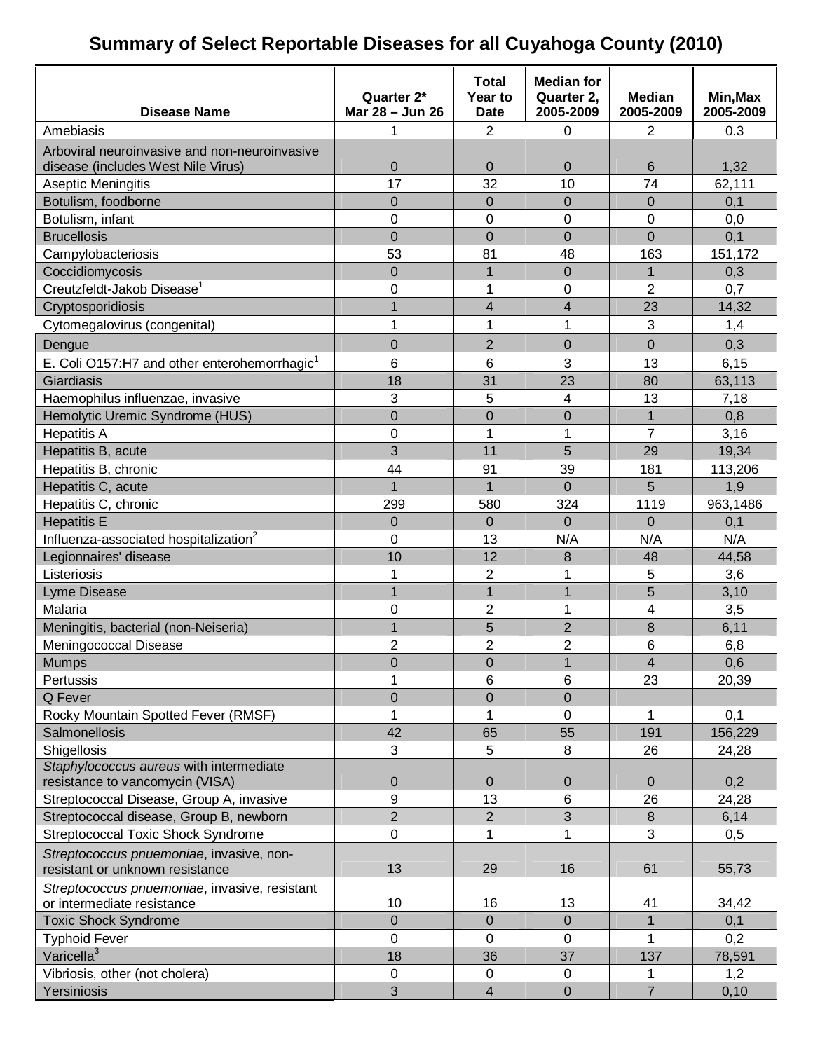# Summary of Select Reportable Diseases for all Cuyahoga County (2010)

| Disease Name | Quarter 2* Mar 28 – Jun 26 | Total Year to Date | Median for Quarter 2, 2005-2009 | Median 2005-2009 | Min,Max 2005-2009 |
|---|---|---|---|---|---|
| Amebiasis | 1 | 2 | 0 | 2 | 0.3 |
| Arboviral neuroinvasive and non-neuroinvasive disease (includes West Nile Virus) | 0 | 0 | 0 | 6 | 1,32 |
| Aseptic Meningitis | 17 | 32 | 10 | 74 | 62,111 |
| Botulism, foodborne | 0 | 0 | 0 | 0 | 0,1 |
| Botulism, infant | 0 | 0 | 0 | 0 | 0,0 |
| Brucellosis | 0 | 0 | 0 | 0 | 0,1 |
| Campylobacteriosis | 53 | 81 | 48 | 163 | 151,172 |
| Coccidiomycosis | 0 | 1 | 0 | 1 | 0,3 |
| Creutzfeldt-Jakob Disease[1] | 0 | 1 | 0 | 2 | 0,7 |
| Cryptosporidiosis | 1 | 4 | 4 | 23 | 14,32 |
| Cytomegalovirus (congenital) | 1 | 1 | 1 | 3 | 1,4 |
| Dengue | 0 | 2 | 0 | 0 | 0,3 |
| E. Coli O157:H7 and other enterohemorrhagic[1] | 6 | 6 | 3 | 13 | 6,15 |
| Giardiasis | 18 | 31 | 23 | 80 | 63,113 |
| Haemophilus influenzae, invasive | 3 | 5 | 4 | 13 | 7,18 |
| Hemolytic Uremic Syndrome (HUS) | 0 | 0 | 0 | 1 | 0,8 |
| Hepatitis A | 0 | 1 | 1 | 7 | 3,16 |
| Hepatitis B, acute | 3 | 11 | 5 | 29 | 19,34 |
| Hepatitis B, chronic | 44 | 91 | 39 | 181 | 113,206 |
| Hepatitis C, acute | 1 | 1 | 0 | 5 | 1,9 |
| Hepatitis C, chronic | 299 | 580 | 324 | 1119 | 963,1486 |
| Hepatitis E | 0 | 0 | 0 | 0 | 0,1 |
| Influenza-associated hospitalization[2] | 0 | 13 | N/A | N/A | N/A |
| Legionnaires' disease | 10 | 12 | 8 | 48 | 44,58 |
| Listeriosis | 1 | 2 | 1 | 5 | 3,6 |
| Lyme Disease | 1 | 1 | 1 | 5 | 3,10 |
| Malaria | 0 | 2 | 1 | 4 | 3,5 |
| Meningitis, bacterial (non-Neiseria) | 1 | 5 | 2 | 8 | 6,11 |
| Meningococcal Disease | 2 | 2 | 2 | 6 | 6,8 |
| Mumps | 0 | 0 | 1 | 4 | 0,6 |
| Pertussis | 1 | 6 | 6 | 23 | 20,39 |
| Q Fever | 0 | 0 | 0 | | |
| Rocky Mountain Spotted Fever (RMSF) | 1 | 1 | 0 | 1 | 0,1 |
| Salmonellosis | 42 | 65 | 55 | 191 | 156,229 |
| Shigellosis | 3 | 5 | 8 | 26 | 24,28 |
| *Staphylococcus aureus* with intermediate resistance to vancomycin (VISA) | 0 | 0 | 0 | 0 | 0,2 |
| Streptococcal Disease, Group A, invasive | 9 | 13 | 6 | 26 | 24,28 |
| Streptococcal disease, Group B, newborn | 2 | 2 | 3 | 8 | 6,14 |
| Streptococcal Toxic Shock Syndrome | 0 | 1 | 1 | 3 | 0,5 |
| *Streptococcus pnuemoniae*, invasive, non-resistant or unknown resistance | 13 | 29 | 16 | 61 | 55,73 |
| *Streptococcus pnuemoniae*, invasive, resistant or intermediate resistance | 10 | 16 | 13 | 41 | 34,42 |
| Toxic Shock Syndrome | 0 | 0 | 0 | 1 | 0,1 |
| Typhoid Fever | 0 | 0 | 0 | 1 | 0,2 |
| Varicella[3] | 18 | 36 | 37 | 137 | 78,591 |
| Vibriosis, other (not cholera) | 0 | 0 | 0 | 1 | 1,2 |
| Yersiniosis | 3 | 4 | 0 | 7 | 0,10 |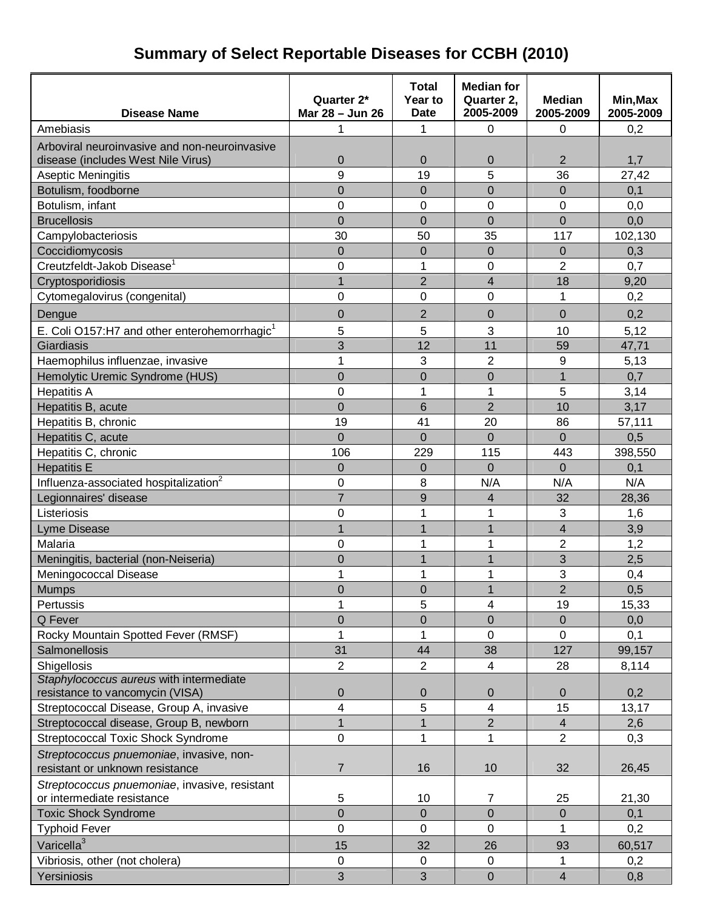# Summary of Select Reportable Diseases for CCBH (2010)

| Disease Name | Quarter 2* Mar 28 – Jun 26 | Total Year to Date | Median for Quarter 2, 2005-2009 | Median 2005-2009 | Min,Max 2005-2009 |
|---|---|---|---|---|---|
| Amebiasis | 1 | 1 | 0 | 0 | 0,2 |
| Arboviral neuroinvasive and non-neuroinvasive disease (includes West Nile Virus) | 0 | 0 | 0 | 2 | 1,7 |
| Aseptic Meningitis | 9 | 19 | 5 | 36 | 27,42 |
| Botulism, foodborne | 0 | 0 | 0 | 0 | 0,1 |
| Botulism, infant | 0 | 0 | 0 | 0 | 0,0 |
| Brucellosis | 0 | 0 | 0 | 0 | 0,0 |
| Campylobacteriosis | 30 | 50 | 35 | 117 | 102,130 |
| Coccidiomycosis | 0 | 0 | 0 | 0 | 0,3 |
| Creutzfeldt-Jakob Disease[1] | 0 | 1 | 0 | 2 | 0,7 |
| Cryptosporidiosis | 1 | 2 | 4 | 18 | 9,20 |
| Cytomegalovirus (congenital) | 0 | 0 | 0 | 1 | 0,2 |
| Dengue | 0 | 2 | 0 | 0 | 0,2 |
| E. Coli O157:H7 and other enterohemorrhagic[1] | 5 | 5 | 3 | 10 | 5,12 |
| Giardiasis | 3 | 12 | 11 | 59 | 47,71 |
| Haemophilus influenzae, invasive | 1 | 3 | 2 | 9 | 5,13 |
| Hemolytic Uremic Syndrome (HUS) | 0 | 0 | 0 | 1 | 0,7 |
| Hepatitis A | 0 | 1 | 1 | 5 | 3,14 |
| Hepatitis B, acute | 0 | 6 | 2 | 10 | 3,17 |
| Hepatitis B, chronic | 19 | 41 | 20 | 86 | 57,111 |
| Hepatitis C, acute | 0 | 0 | 0 | 0 | 0,5 |
| Hepatitis C, chronic | 106 | 229 | 115 | 443 | 398,550 |
| Hepatitis E | 0 | 0 | 0 | 0 | 0,1 |
| Influenza-associated hospitalization[2] | 0 | 8 | N/A | N/A | N/A |
| Legionnaires' disease | 7 | 9 | 4 | 32 | 28,36 |
| Listeriosis | 0 | 1 | 1 | 3 | 1,6 |
| Lyme Disease | 1 | 1 | 1 | 4 | 3,9 |
| Malaria | 0 | 1 | 1 | 2 | 1,2 |
| Meningitis, bacterial (non-Neiseria) | 0 | 1 | 1 | 3 | 2,5 |
| Meningococcal Disease | 1 | 1 | 1 | 3 | 0,4 |
| Mumps | 0 | 0 | 1 | 2 | 0,5 |
| Pertussis | 1 | 5 | 4 | 19 | 15,33 |
| Q Fever | 0 | 0 | 0 | 0 | 0,0 |
| Rocky Mountain Spotted Fever (RMSF) | 1 | 1 | 0 | 0 | 0,1 |
| Salmonellosis | 31 | 44 | 38 | 127 | 99,157 |
| Shigellosis | 2 | 2 | 4 | 28 | 8,114 |
| *Staphylococcus aureus* with intermediate resistance to vancomycin (VISA) | 0 | 0 | 0 | 0 | 0,2 |
| Streptococcal Disease, Group A, invasive | 4 | 5 | 4 | 15 | 13,17 |
| Streptococcal disease, Group B, newborn | 1 | 1 | 2 | 4 | 2,6 |
| Streptococcal Toxic Shock Syndrome | 0 | 1 | 1 | 2 | 0,3 |
| *Streptococcus pnuemoniae*, invasive, non-resistant or unknown resistance | 7 | 16 | 10 | 32 | 26,45 |
| *Streptococcus pnuemoniae*, invasive, resistant or intermediate resistance | 5 | 10 | 7 | 25 | 21,30 |
| Toxic Shock Syndrome | 0 | 0 | 0 | 0 | 0,1 |
| Typhoid Fever | 0 | 0 | 0 | 1 | 0,2 |
| Varicella[3] | 15 | 32 | 26 | 93 | 60,517 |
| Vibriosis, other (not cholera) | 0 | 0 | 0 | 1 | 0,2 |
| Yersiniosis | 3 | 3 | 0 | 4 | 0,8 |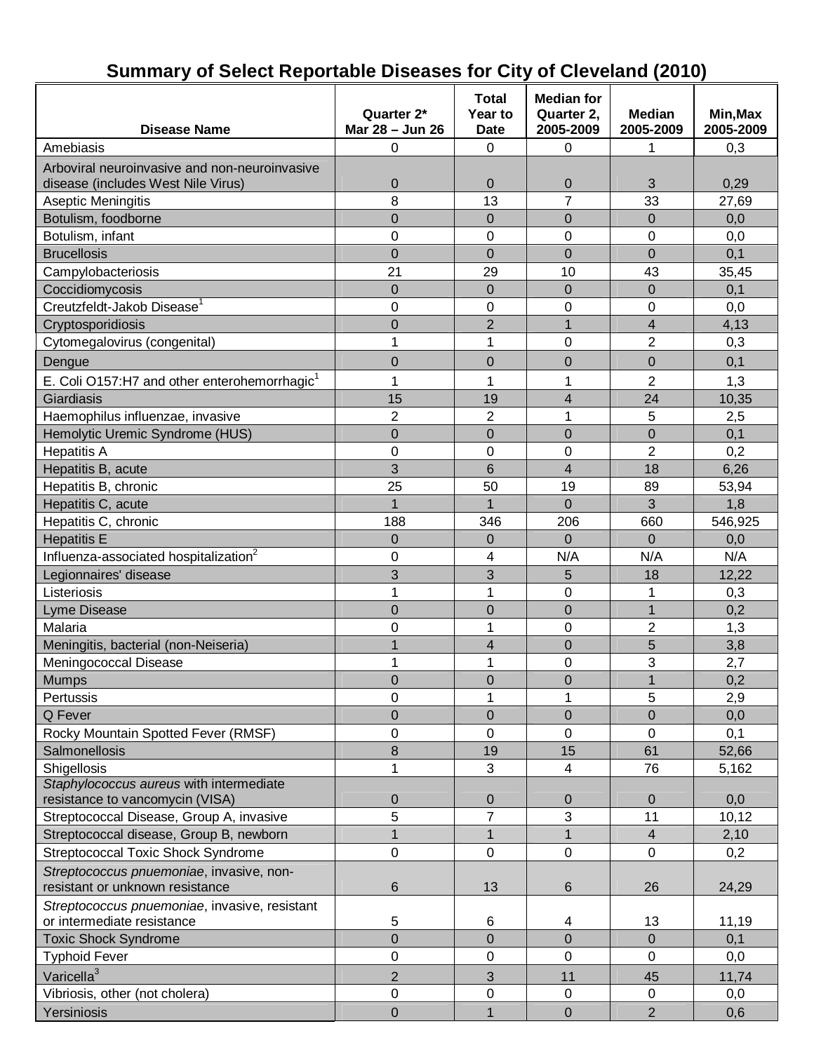# Summary of Select Reportable Diseases for City of Cleveland (2010)

| Disease Name | Quarter 2* Mar 28 – Jun 26 | Total Year to Date | Median for Quarter 2, 2005-2009 | Median 2005-2009 | Min,Max 2005-2009 |
|---|---|---|---|---|---|
| Amebiasis | 0 | 0 | 0 | 1 | 0,3 |
| Arboviral neuroinvasive and non-neuroinvasive disease (includes West Nile Virus) | 0 | 0 | 0 | 3 | 0,29 |
| Aseptic Meningitis | 8 | 13 | 7 | 33 | 27,69 |
| Botulism, foodborne | 0 | 0 | 0 | 0 | 0,0 |
| Botulism, infant | 0 | 0 | 0 | 0 | 0,0 |
| Brucellosis | 0 | 0 | 0 | 0 | 0,1 |
| Campylobacteriosis | 21 | 29 | 10 | 43 | 35,45 |
| Coccidiomycosis | 0 | 0 | 0 | 0 | 0,1 |
| Creutzfeldt-Jakob Disease[1] | 0 | 0 | 0 | 0 | 0,0 |
| Cryptosporidiosis | 0 | 2 | 1 | 4 | 4,13 |
| Cytomegalovirus (congenital) | 1 | 1 | 0 | 2 | 0,3 |
| Dengue | 0 | 0 | 0 | 0 | 0,1 |
| E. Coli O157:H7 and other enterohemorrhagic[1] | 1 | 1 | 1 | 2 | 1,3 |
| Giardiasis | 15 | 19 | 4 | 24 | 10,35 |
| Haemophilus influenzae, invasive | 2 | 2 | 1 | 5 | 2,5 |
| Hemolytic Uremic Syndrome (HUS) | 0 | 0 | 0 | 0 | 0,1 |
| Hepatitis A | 0 | 0 | 0 | 2 | 0,2 |
| Hepatitis B, acute | 3 | 6 | 4 | 18 | 6,26 |
| Hepatitis B, chronic | 25 | 50 | 19 | 89 | 53,94 |
| Hepatitis C, acute | 1 | 1 | 0 | 3 | 1,8 |
| Hepatitis C, chronic | 188 | 346 | 206 | 660 | 546,925 |
| Hepatitis E | 0 | 0 | 0 | 0 | 0,0 |
| Influenza-associated hospitalization[2] | 0 | 4 | N/A | N/A | N/A |
| Legionnaires' disease | 3 | 3 | 5 | 18 | 12,22 |
| Listeriosis | 1 | 1 | 0 | 1 | 0,3 |
| Lyme Disease | 0 | 0 | 0 | 1 | 0,2 |
| Malaria | 0 | 1 | 0 | 2 | 1,3 |
| Meningitis, bacterial (non-Neiseria) | 1 | 4 | 0 | 5 | 3,8 |
| Meningococcal Disease | 1 | 1 | 0 | 3 | 2,7 |
| Mumps | 0 | 0 | 0 | 1 | 0,2 |
| Pertussis | 0 | 1 | 1 | 5 | 2,9 |
| Q Fever | 0 | 0 | 0 | 0 | 0,0 |
| Rocky Mountain Spotted Fever (RMSF) | 0 | 0 | 0 | 0 | 0,1 |
| Salmonellosis | 8 | 19 | 15 | 61 | 52,66 |
| Shigellosis | 1 | 3 | 4 | 76 | 5,162 |
| *Staphylococcus aureus* with intermediate resistance to vancomycin (VISA) | 0 | 0 | 0 | 0 | 0,0 |
| Streptococcal Disease, Group A, invasive | 5 | 7 | 3 | 11 | 10,12 |
| Streptococcal disease, Group B, newborn | 1 | 1 | 1 | 4 | 2,10 |
| Streptococcal Toxic Shock Syndrome | 0 | 0 | 0 | 0 | 0,2 |
| *Streptococcus pnuemoniae*, invasive, non-resistant or unknown resistance | 6 | 13 | 6 | 26 | 24,29 |
| *Streptococcus pnuemoniae*, invasive, resistant or intermediate resistance | 5 | 6 | 4 | 13 | 11,19 |
| Toxic Shock Syndrome | 0 | 0 | 0 | 0 | 0,1 |
| Typhoid Fever | 0 | 0 | 0 | 0 | 0,0 |
| Varicella[3] | 2 | 3 | 11 | 45 | 11,74 |
| Vibriosis, other (not cholera) | 0 | 0 | 0 | 0 | 0,0 |
| Yersiniosis | 0 | 1 | 0 | 2 | 0,6 |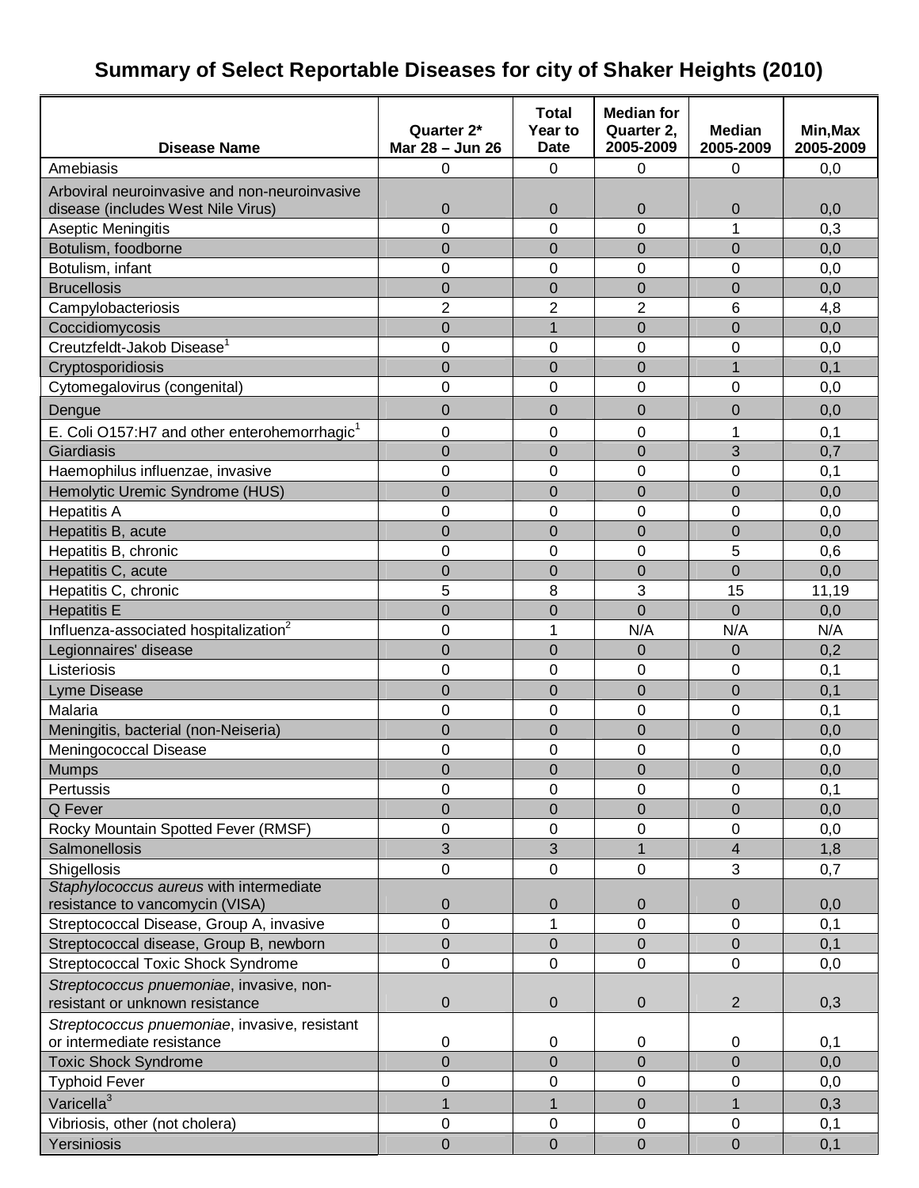# Summary of Select Reportable Diseases for city of Shaker Heights (2010)

| Disease Name | Quarter 2* Mar 28 – Jun 26 | Total Year to Date | Median for Quarter 2, 2005-2009 | Median 2005-2009 | Min,Max 2005-2009 |
|---|---|---|---|---|---|
| Amebiasis | 0 | 0 | 0 | 0 | 0,0 |
| Arboviral neuroinvasive and non-neuroinvasive disease (includes West Nile Virus) | 0 | 0 | 0 | 0 | 0,0 |
| Aseptic Meningitis | 0 | 0 | 0 | 1 | 0,3 |
| Botulism, foodborne | 0 | 0 | 0 | 0 | 0,0 |
| Botulism, infant | 0 | 0 | 0 | 0 | 0,0 |
| Brucellosis | 0 | 0 | 0 | 0 | 0,0 |
| Campylobacteriosis | 2 | 2 | 2 | 6 | 4,8 |
| Coccidiomycosis | 0 | 1 | 0 | 0 | 0,0 |
| Creutzfeldt-Jakob Disease[1] | 0 | 0 | 0 | 0 | 0,0 |
| Cryptosporidiosis | 0 | 0 | 0 | 1 | 0,1 |
| Cytomegalovirus (congenital) | 0 | 0 | 0 | 0 | 0,0 |
| Dengue | 0 | 0 | 0 | 0 | 0,0 |
| E. Coli O157:H7 and other enterohemorrhagic[1] | 0 | 0 | 0 | 1 | 0,1 |
| Giardiasis | 0 | 0 | 0 | 3 | 0,7 |
| Haemophilus influenzae, invasive | 0 | 0 | 0 | 0 | 0,1 |
| Hemolytic Uremic Syndrome (HUS) | 0 | 0 | 0 | 0 | 0,0 |
| Hepatitis A | 0 | 0 | 0 | 0 | 0,0 |
| Hepatitis B, acute | 0 | 0 | 0 | 0 | 0,0 |
| Hepatitis B, chronic | 0 | 0 | 0 | 5 | 0,6 |
| Hepatitis C, acute | 0 | 0 | 0 | 0 | 0,0 |
| Hepatitis C, chronic | 5 | 8 | 3 | 15 | 11,19 |
| Hepatitis E | 0 | 0 | 0 | 0 | 0,0 |
| Influenza-associated hospitalization[2] | 0 | 1 | N/A | N/A | N/A |
| Legionnaires' disease | 0 | 0 | 0 | 0 | 0,2 |
| Listeriosis | 0 | 0 | 0 | 0 | 0,1 |
| Lyme Disease | 0 | 0 | 0 | 0 | 0,1 |
| Malaria | 0 | 0 | 0 | 0 | 0,1 |
| Meningitis, bacterial (non-Neiseria) | 0 | 0 | 0 | 0 | 0,0 |
| Meningococcal Disease | 0 | 0 | 0 | 0 | 0,0 |
| Mumps | 0 | 0 | 0 | 0 | 0,0 |
| Pertussis | 0 | 0 | 0 | 0 | 0,1 |
| Q Fever | 0 | 0 | 0 | 0 | 0,0 |
| Rocky Mountain Spotted Fever (RMSF) | 0 | 0 | 0 | 0 | 0,0 |
| Salmonellosis | 3 | 3 | 1 | 4 | 1,8 |
| Shigellosis | 0 | 0 | 0 | 3 | 0,7 |
| *Staphylococcus aureus* with intermediate resistance to vancomycin (VISA) | 0 | 0 | 0 | 0 | 0,0 |
| Streptococcal Disease, Group A, invasive | 0 | 1 | 0 | 0 | 0,1 |
| Streptococcal disease, Group B, newborn | 0 | 0 | 0 | 0 | 0,1 |
| Streptococcal Toxic Shock Syndrome | 0 | 0 | 0 | 0 | 0,0 |
| *Streptococcus pnuemoniae*, invasive, non-resistant or unknown resistance | 0 | 0 | 0 | 2 | 0,3 |
| *Streptococcus pnuemoniae*, invasive, resistant or intermediate resistance | 0 | 0 | 0 | 0 | 0,1 |
| Toxic Shock Syndrome | 0 | 0 | 0 | 0 | 0,0 |
| Typhoid Fever | 0 | 0 | 0 | 0 | 0,0 |
| Varicella[3] | 1 | 1 | 0 | 1 | 0,3 |
| Vibriosis, other (not cholera) | 0 | 0 | 0 | 0 | 0,1 |
| Yersiniosis | 0 | 0 | 0 | 0 | 0,1 |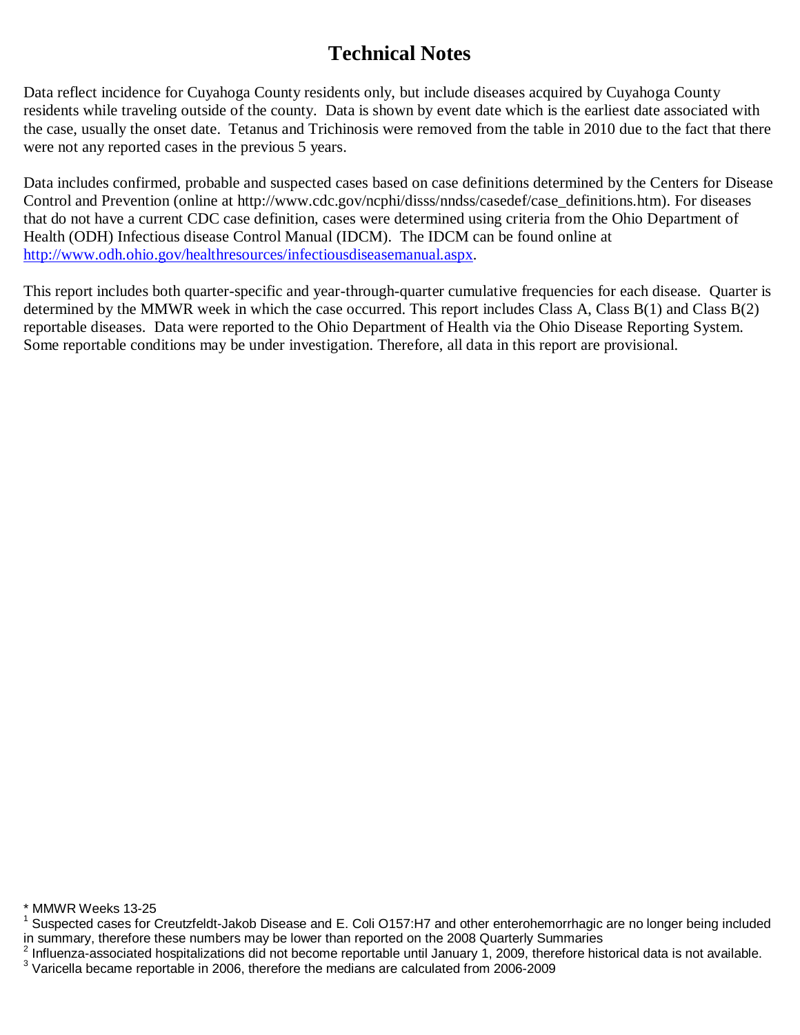# Technical Notes

Data reflect incidence for Cuyahoga County residents only, but include diseases acquired by Cuyahoga County residents while traveling outside of the county. Data is shown by event date which is the earliest date associated with the case, usually the onset date. Tetanus and Trichinosis were removed from the table in 2010 due to the fact that there were not any reported cases in the previous 5 years.

Data includes confirmed, probable and suspected cases based on case definitions determined by the Centers for Disease Control and Prevention (online at http://www.cdc.gov/ncphi/disss/nndss/casedef/case_definitions.htm). For diseases that do not have a current CDC case definition, cases were determined using criteria from the Ohio Department of Health (ODH) Infectious disease Control Manual (IDCM). The IDCM can be found online at http://www.odh.ohio.gov/healthresources/infectiousdiseasemanual.aspx.

This report includes both quarter-specific and year-through-quarter cumulative frequencies for each disease. Quarter is determined by the MMWR week in which the case occurred. This report includes Class A, Class B(1) and Class B(2) reportable diseases. Data were reported to the Ohio Department of Health via the Ohio Disease Reporting System. Some reportable conditions may be under investigation. Therefore, all data in this report are provisional.

* MMWR Weeks 13-25

[1] Suspected cases for Creutzfeldt-Jakob Disease and E. Coli O157:H7 and other enterohemorrhagic are no longer being included in summary, therefore these numbers may be lower than reported on the 2008 Quarterly Summaries

[2] Influenza-associated hospitalizations did not become reportable until January 1, 2009, therefore historical data is not available.

[3] Varicella became reportable in 2006, therefore the medians are calculated from 2006-2009